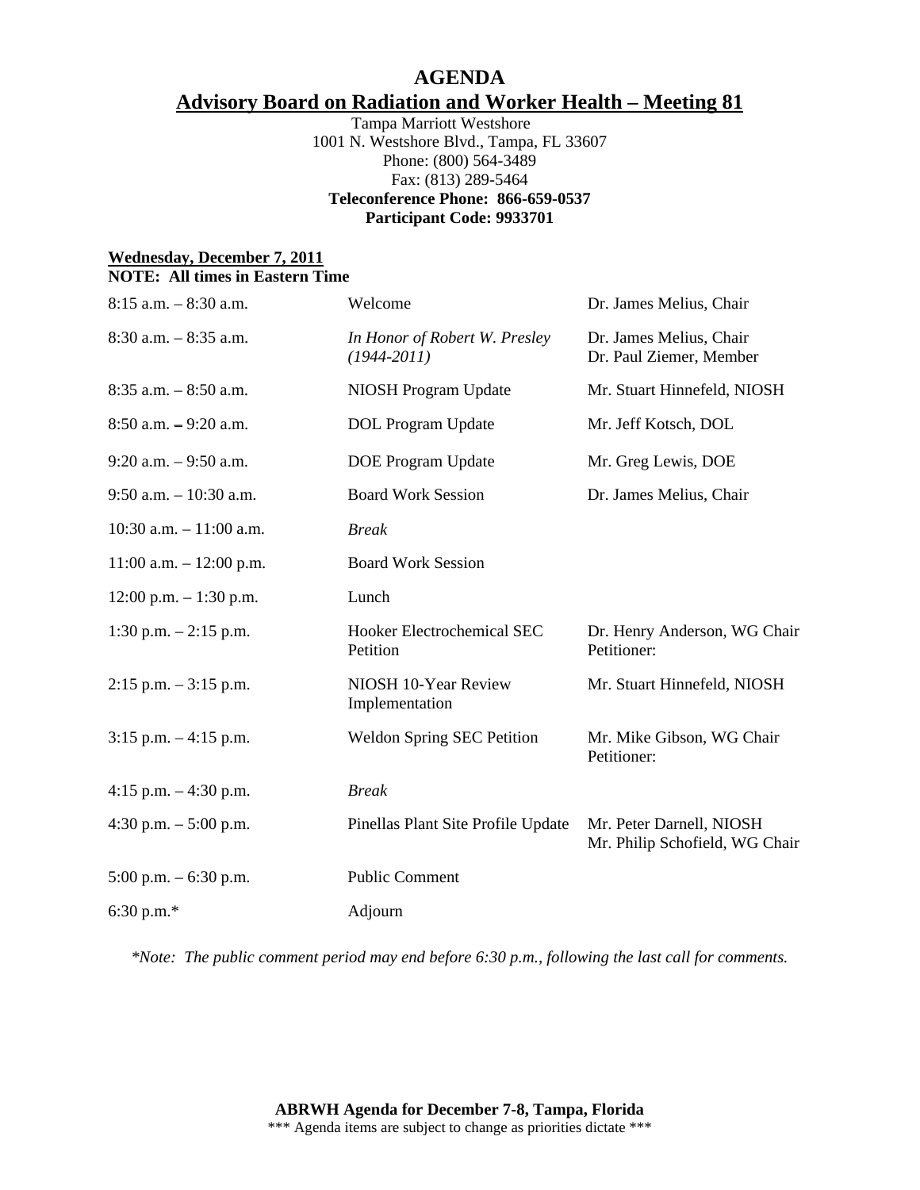# AGENDA

## Advisory Board on Radiation and Worker Health – Meeting 81

Tampa Marriott Westshore
1001 N. Westshore Blvd., Tampa, FL 33607
Phone: (800) 564-3489
Fax: (813) 289-5464
**Teleconference Phone: 866-659-0537**
**Participant Code: 9933701**

**Wednesday, December 7, 2011**
**NOTE: All times in Eastern Time**

| Time | Item | Presenter |
| --- | --- | --- |
| 8:15 a.m. – 8:30 a.m. | Welcome | Dr. James Melius, Chair |
| 8:30 a.m. – 8:35 a.m. | *In Honor of Robert W. Presley (1944-2011)* | Dr. James Melius, Chair<br>Dr. Paul Ziemer, Member |
| 8:35 a.m. – 8:50 a.m. | NIOSH Program Update | Mr. Stuart Hinnefeld, NIOSH |
| 8:50 a.m. – 9:20 a.m. | DOL Program Update | Mr. Jeff Kotsch, DOL |
| 9:20 a.m. – 9:50 a.m. | DOE Program Update | Mr. Greg Lewis, DOE |
| 9:50 a.m. – 10:30 a.m. | Board Work Session | Dr. James Melius, Chair |
| 10:30 a.m. – 11:00 a.m. | *Break* | |
| 11:00 a.m. – 12:00 p.m. | Board Work Session | |
| 12:00 p.m. – 1:30 p.m. | Lunch | |
| 1:30 p.m. – 2:15 p.m. | Hooker Electrochemical SEC Petition | Dr. Henry Anderson, WG Chair<br>Petitioner: |
| 2:15 p.m. – 3:15 p.m. | NIOSH 10-Year Review Implementation | Mr. Stuart Hinnefeld, NIOSH |
| 3:15 p.m. – 4:15 p.m. | Weldon Spring SEC Petition | Mr. Mike Gibson, WG Chair<br>Petitioner: |
| 4:15 p.m. – 4:30 p.m. | *Break* | |
| 4:30 p.m. – 5:00 p.m. | Pinellas Plant Site Profile Update | Mr. Peter Darnell, NIOSH<br>Mr. Philip Schofield, WG Chair |
| 5:00 p.m. – 6:30 p.m. | Public Comment | |
| 6:30 p.m.* | Adjourn | |

*\*Note: The public comment period may end before 6:30 p.m., following the last call for comments.*

**ABRWH Agenda for December 7-8, Tampa, Florida**
\*\*\* Agenda items are subject to change as priorities dictate \*\*\*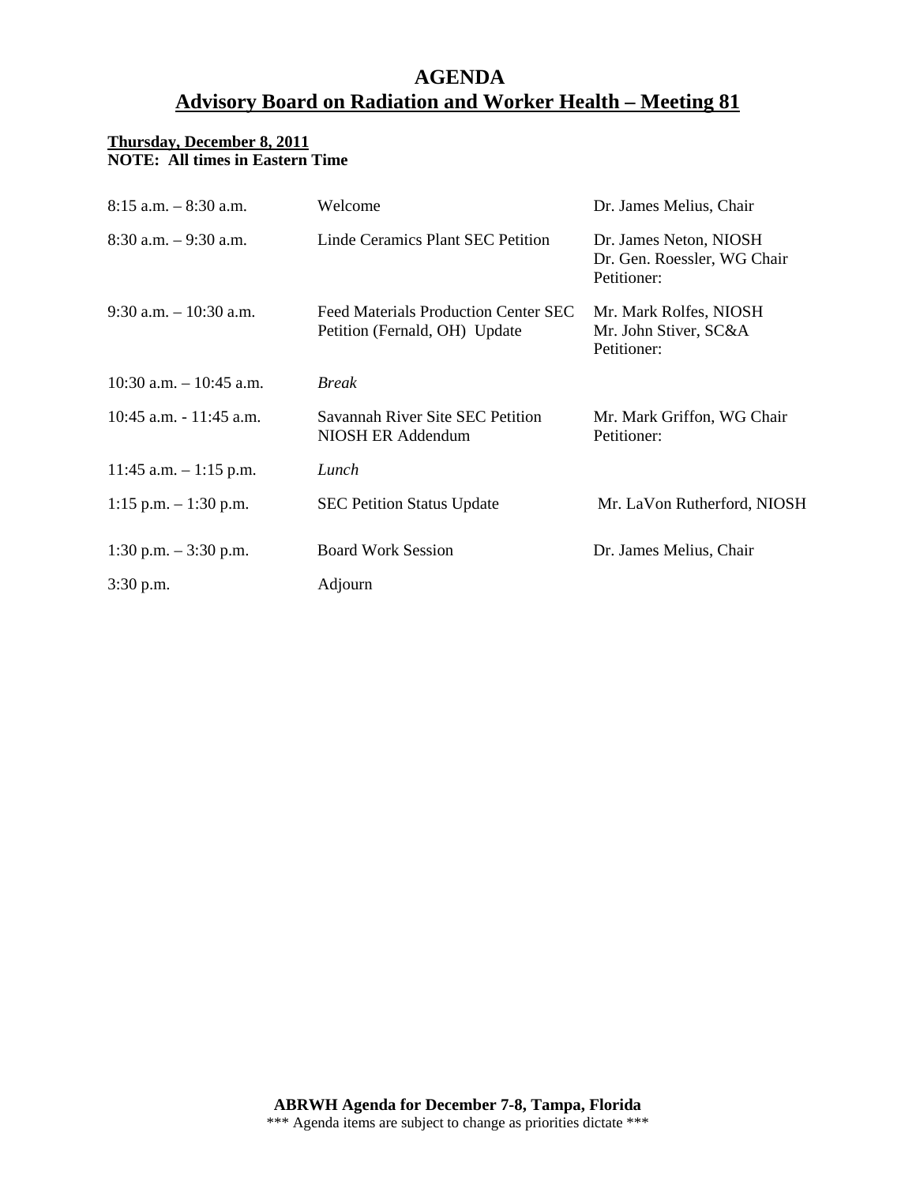# AGENDA

## Advisory Board on Radiation and Worker Health – Meeting 81

**Thursday, December 8, 2011**
**NOTE: All times in Eastern Time**

| | | |
|---|---|---|
| 8:15 a.m. – 8:30 a.m. | Welcome | Dr. James Melius, Chair |
| 8:30 a.m. – 9:30 a.m. | Linde Ceramics Plant SEC Petition | Dr. James Neton, NIOSH<br>Dr. Gen. Roessler, WG Chair<br>Petitioner: |
| 9:30 a.m. – 10:30 a.m. | Feed Materials Production Center SEC Petition (Fernald, OH) Update | Mr. Mark Rolfes, NIOSH<br>Mr. John Stiver, SC&A<br>Petitioner: |
| 10:30 a.m. – 10:45 a.m. | *Break* | |
| 10:45 a.m. - 11:45 a.m. | Savannah River Site SEC Petition NIOSH ER Addendum | Mr. Mark Griffon, WG Chair<br>Petitioner: |
| 11:45 a.m. – 1:15 p.m. | *Lunch* | |
| 1:15 p.m. – 1:30 p.m. | SEC Petition Status Update | Mr. LaVon Rutherford, NIOSH |
| 1:30 p.m. – 3:30 p.m. | Board Work Session | Dr. James Melius, Chair |
| 3:30 p.m. | Adjourn | |

**ABRWH Agenda for December 7-8, Tampa, Florida**
*** Agenda items are subject to change as priorities dictate ***